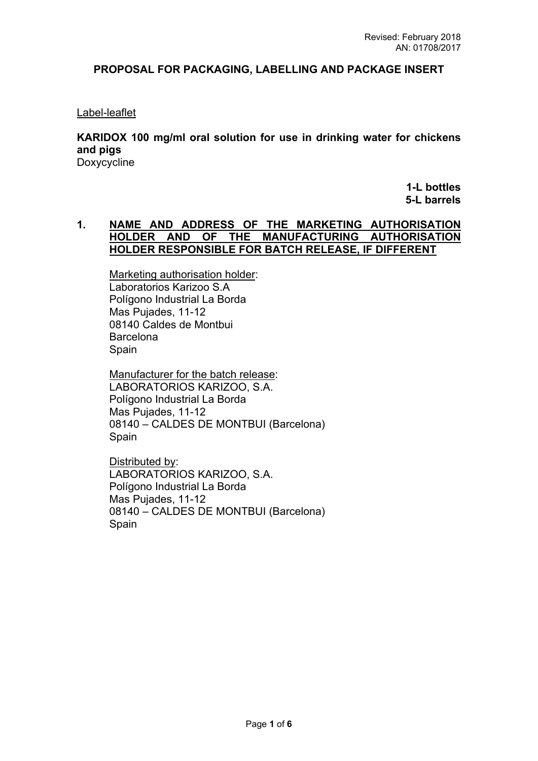Revised: February 2018
AN: 01708/2017

## PROPOSAL FOR PACKAGING, LABELLING AND PACKAGE INSERT

Label-leaflet

**KARIDOX 100 mg/ml oral solution for use in drinking water for chickens and pigs**
Doxycycline

**1-L bottles**
**5-L barrels**

### 1. NAME AND ADDRESS OF THE MARKETING AUTHORISATION HOLDER AND OF THE MANUFACTURING AUTHORISATION HOLDER RESPONSIBLE FOR BATCH RELEASE, IF DIFFERENT

Marketing authorisation holder:
Laboratorios Karizoo S.A
Polígono Industrial La Borda
Mas Pujades, 11-12
08140 Caldes de Montbui
Barcelona
Spain

Manufacturer for the batch release:
LABORATORIOS KARIZOO, S.A.
Polígono Industrial La Borda
Mas Pujades, 11-12
08140 – CALDES DE MONTBUI (Barcelona)
Spain

Distributed by:
LABORATORIOS KARIZOO, S.A.
Polígono Industrial La Borda
Mas Pujades, 11-12
08140 – CALDES DE MONTBUI (Barcelona)
Spain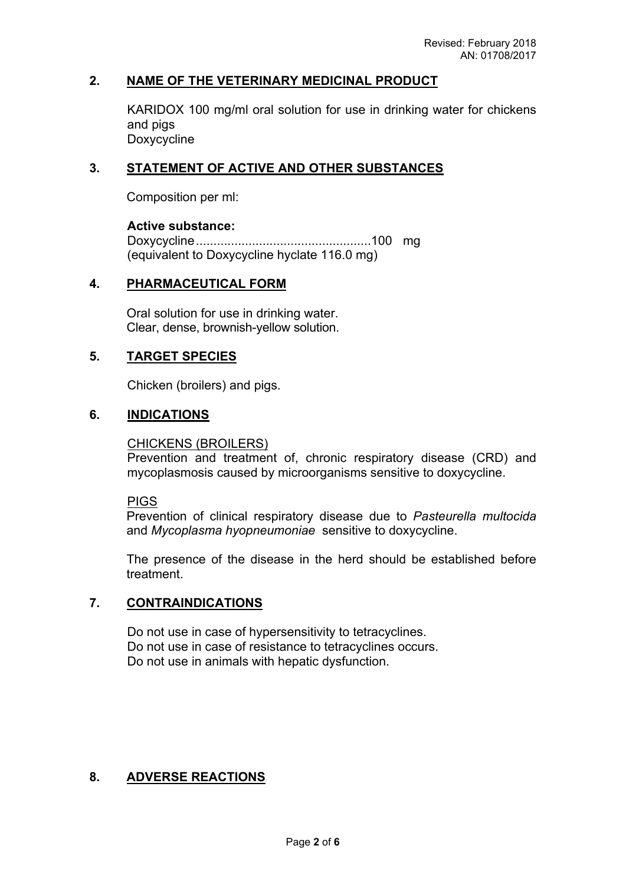## 2. NAME OF THE VETERINARY MEDICINAL PRODUCT

KARIDOX 100 mg/ml oral solution for use in drinking water for chickens and pigs
Doxycycline

## 3. STATEMENT OF ACTIVE AND OTHER SUBSTANCES

Composition per ml:

**Active substance:**
Doxycycline.................................................100 mg
(equivalent to Doxycycline hyclate 116.0 mg)

## 4. PHARMACEUTICAL FORM

Oral solution for use in drinking water.
Clear, dense, brownish-yellow solution.

## 5. TARGET SPECIES

Chicken (broilers) and pigs.

## 6. INDICATIONS

CHICKENS (BROILERS)
Prevention and treatment of, chronic respiratory disease (CRD) and mycoplasmosis caused by microorganisms sensitive to doxycycline.

PIGS
Prevention of clinical respiratory disease due to *Pasteurella multocida* and *Mycoplasma hyopneumoniae* sensitive to doxycycline.

The presence of the disease in the herd should be established before treatment.

## 7. CONTRAINDICATIONS

Do not use in case of hypersensitivity to tetracyclines.
Do not use in case of resistance to tetracyclines occurs.
Do not use in animals with hepatic dysfunction.

## 8. ADVERSE REACTIONS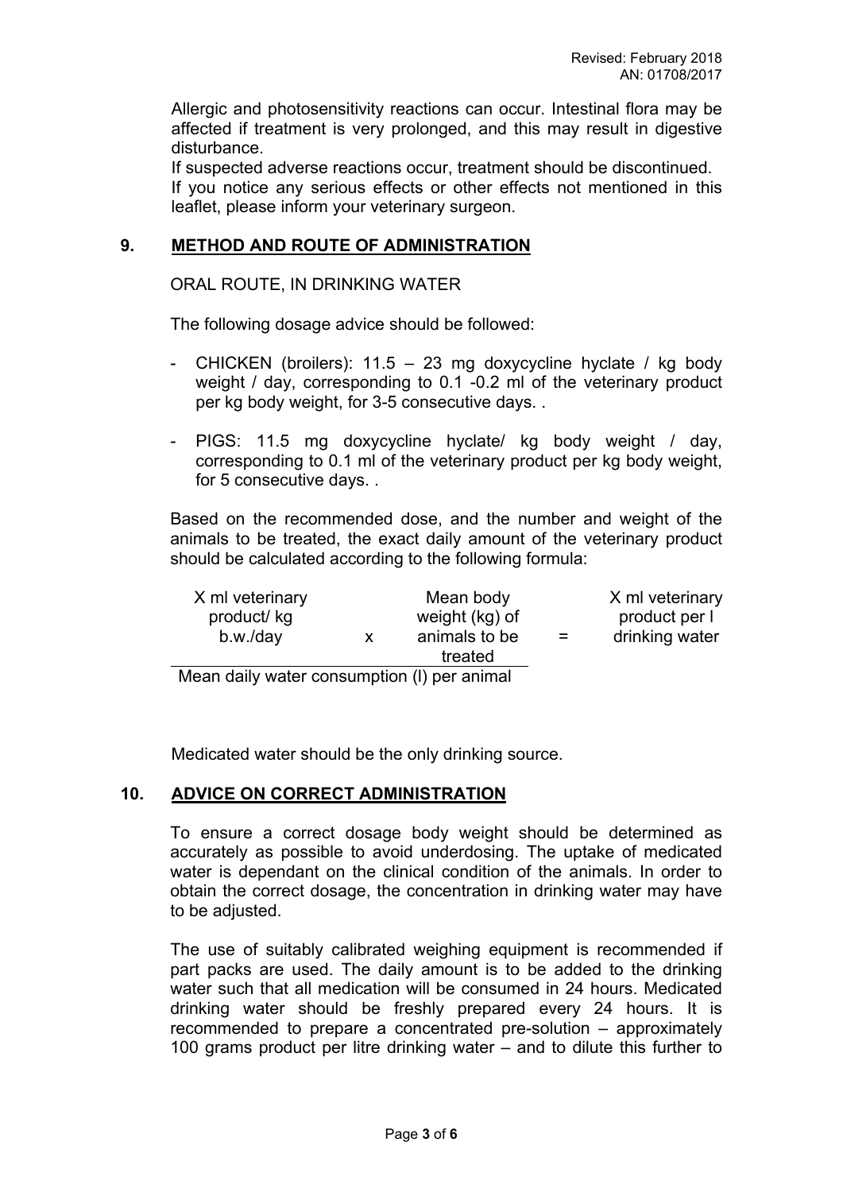Allergic and photosensitivity reactions can occur. Intestinal flora may be affected if treatment is very prolonged, and this may result in digestive disturbance.

If suspected adverse reactions occur, treatment should be discontinued.

If you notice any serious effects or other effects not mentioned in this leaflet, please inform your veterinary surgeon.

## 9. METHOD AND ROUTE OF ADMINISTRATION

ORAL ROUTE, IN DRINKING WATER

The following dosage advice should be followed:

- CHICKEN (broilers): 11.5 – 23 mg doxycycline hyclate / kg body weight / day, corresponding to 0.1 -0.2 ml of the veterinary product per kg body weight, for 3-5 consecutive days. .
- PIGS: 11.5 mg doxycycline hyclate/ kg body weight / day, corresponding to 0.1 ml of the veterinary product per kg body weight, for 5 consecutive days. .

Based on the recommended dose, and the number and weight of the animals to be treated, the exact daily amount of the veterinary product should be calculated according to the following formula:

$$\frac{\text{X ml veterinary product/ kg b.w./day} \times \text{Mean body weight (kg) of animals to be treated}}{\text{Mean daily water consumption (l) per animal}} = \text{X ml veterinary product per l drinking water}$$

Medicated water should be the only drinking source.

## 10. ADVICE ON CORRECT ADMINISTRATION

To ensure a correct dosage body weight should be determined as accurately as possible to avoid underdosing. The uptake of medicated water is dependant on the clinical condition of the animals. In order to obtain the correct dosage, the concentration in drinking water may have to be adjusted.

The use of suitably calibrated weighing equipment is recommended if part packs are used. The daily amount is to be added to the drinking water such that all medication will be consumed in 24 hours. Medicated drinking water should be freshly prepared every 24 hours. It is recommended to prepare a concentrated pre-solution – approximately 100 grams product per litre drinking water – and to dilute this further to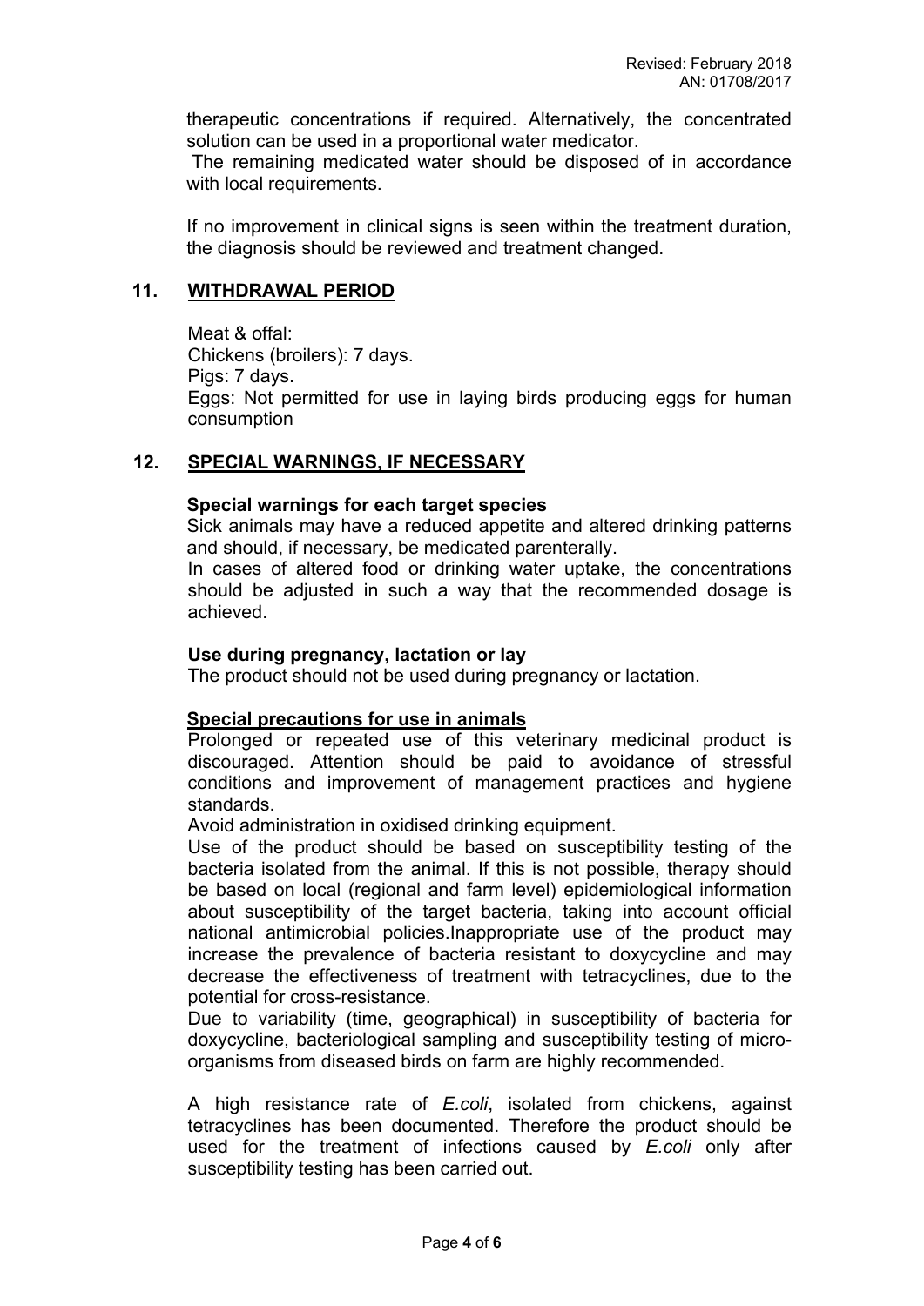therapeutic concentrations if required. Alternatively, the concentrated solution can be used in a proportional water medicator.
The remaining medicated water should be disposed of in accordance with local requirements.

If no improvement in clinical signs is seen within the treatment duration, the diagnosis should be reviewed and treatment changed.

## 11. WITHDRAWAL PERIOD

Meat & offal:
Chickens (broilers): 7 days.
Pigs: 7 days.
Eggs: Not permitted for use in laying birds producing eggs for human consumption

## 12. SPECIAL WARNINGS, IF NECESSARY

**Special warnings for each target species**
Sick animals may have a reduced appetite and altered drinking patterns and should, if necessary, be medicated parenterally.
In cases of altered food or drinking water uptake, the concentrations should be adjusted in such a way that the recommended dosage is achieved.

**Use during pregnancy, lactation or lay**
The product should not be used during pregnancy or lactation.

**Special precautions for use in animals**
Prolonged or repeated use of this veterinary medicinal product is discouraged. Attention should be paid to avoidance of stressful conditions and improvement of management practices and hygiene standards.
Avoid administration in oxidised drinking equipment.
Use of the product should be based on susceptibility testing of the bacteria isolated from the animal. If this is not possible, therapy should be based on local (regional and farm level) epidemiological information about susceptibility of the target bacteria, taking into account official national antimicrobial policies.Inappropriate use of the product may increase the prevalence of bacteria resistant to doxycycline and may decrease the effectiveness of treatment with tetracyclines, due to the potential for cross-resistance.
Due to variability (time, geographical) in susceptibility of bacteria for doxycycline, bacteriological sampling and susceptibility testing of micro-organisms from diseased birds on farm are highly recommended.

A high resistance rate of *E.coli*, isolated from chickens, against tetracyclines has been documented. Therefore the product should be used for the treatment of infections caused by *E.coli* only after susceptibility testing has been carried out.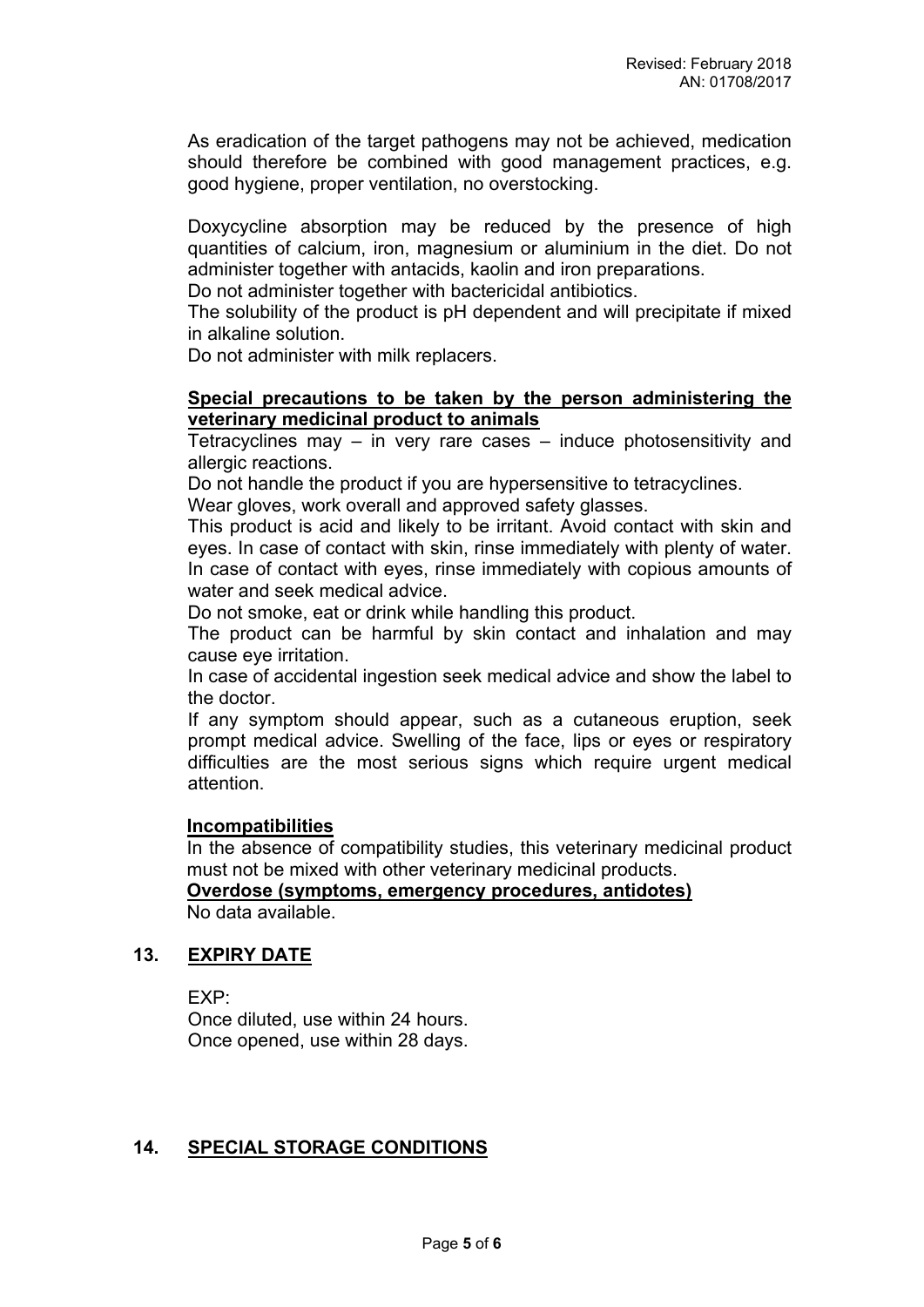As eradication of the target pathogens may not be achieved, medication should therefore be combined with good management practices, e.g. good hygiene, proper ventilation, no overstocking.

Doxycycline absorption may be reduced by the presence of high quantities of calcium, iron, magnesium or aluminium in the diet. Do not administer together with antacids, kaolin and iron preparations.
Do not administer together with bactericidal antibiotics.
The solubility of the product is pH dependent and will precipitate if mixed in alkaline solution.
Do not administer with milk replacers.

**Special precautions to be taken by the person administering the veterinary medicinal product to animals**

Tetracyclines may – in very rare cases – induce photosensitivity and allergic reactions.
Do not handle the product if you are hypersensitive to tetracyclines.
Wear gloves, work overall and approved safety glasses.
This product is acid and likely to be irritant. Avoid contact with skin and eyes. In case of contact with skin, rinse immediately with plenty of water. In case of contact with eyes, rinse immediately with copious amounts of water and seek medical advice.
Do not smoke, eat or drink while handling this product.
The product can be harmful by skin contact and inhalation and may cause eye irritation.
In case of accidental ingestion seek medical advice and show the label to the doctor.
If any symptom should appear, such as a cutaneous eruption, seek prompt medical advice. Swelling of the face, lips or eyes or respiratory difficulties are the most serious signs which require urgent medical attention.

**Incompatibilities**

In the absence of compatibility studies, this veterinary medicinal product must not be mixed with other veterinary medicinal products.

**Overdose (symptoms, emergency procedures, antidotes)**

No data available.

## 13. EXPIRY DATE

EXP:
Once diluted, use within 24 hours.
Once opened, use within 28 days.

## 14. SPECIAL STORAGE CONDITIONS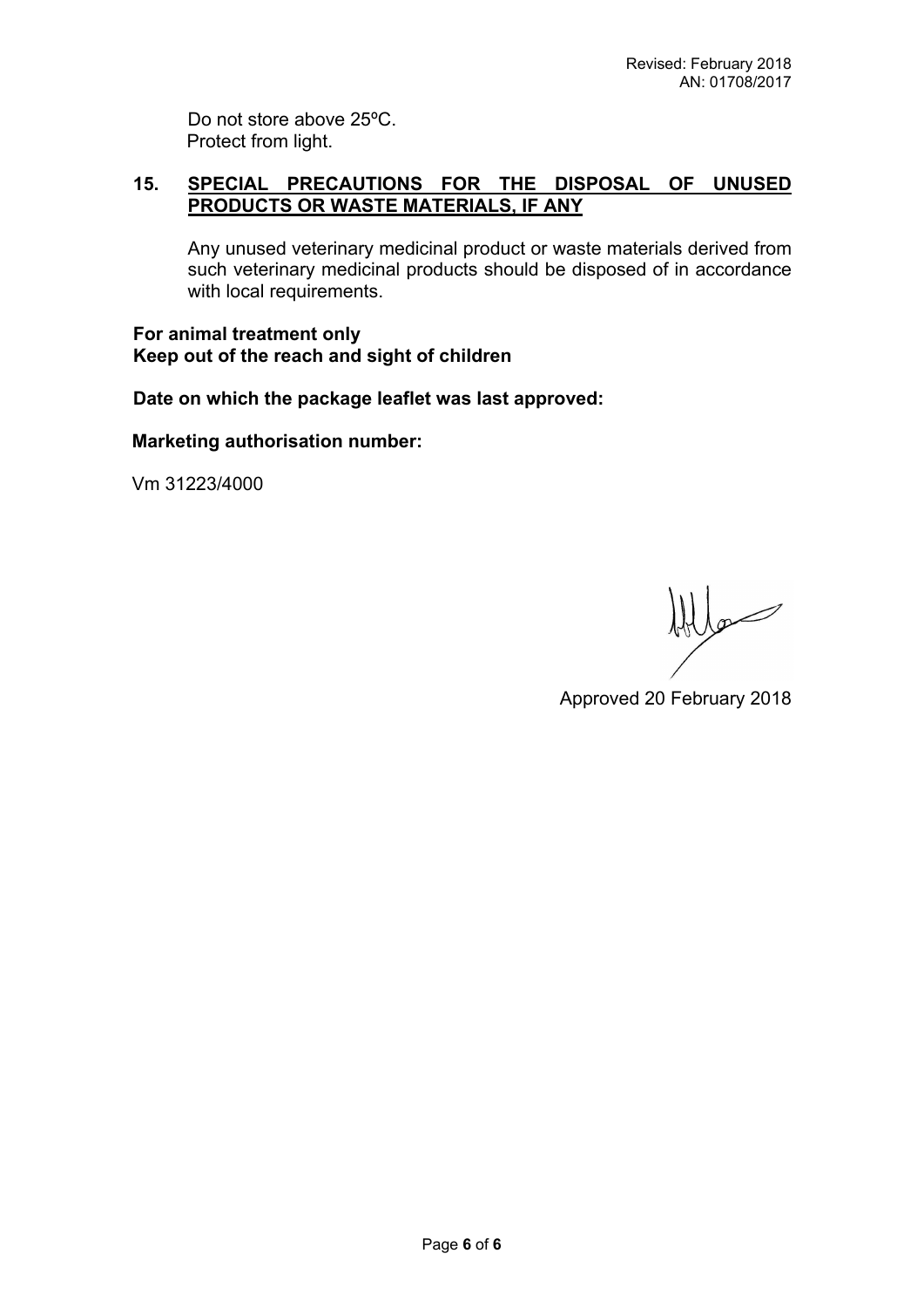Do not store above 25ºC.
Protect from light.

## 15. SPECIAL PRECAUTIONS FOR THE DISPOSAL OF UNUSED PRODUCTS OR WASTE MATERIALS, IF ANY

Any unused veterinary medicinal product or waste materials derived from such veterinary medicinal products should be disposed of in accordance with local requirements.

**For animal treatment only**
**Keep out of the reach and sight of children**

**Date on which the package leaflet was last approved:**

**Marketing authorisation number:**

Vm 31223/4000

Approved 20 February 2018